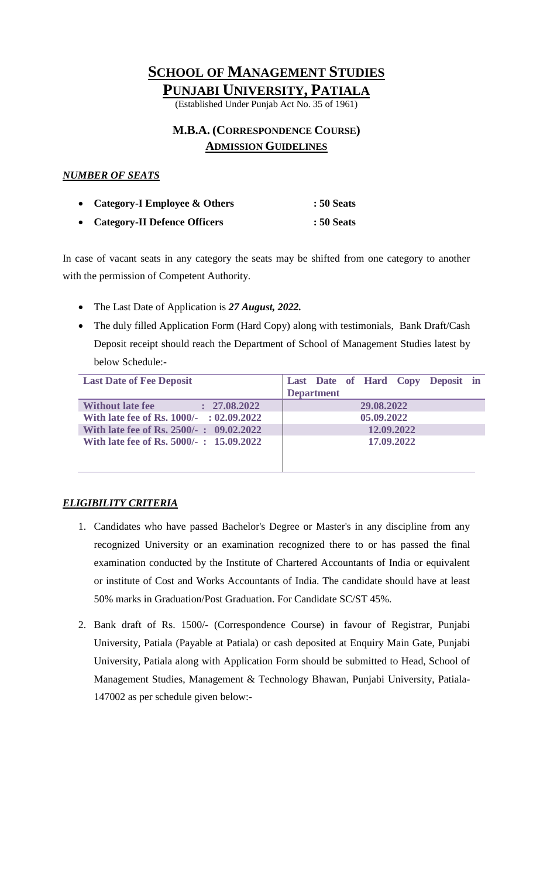# SCHOOL OF MANAGEMENT STUDIES
# PUNJABI UNIVERSITY, PATIALA

(Established Under Punjab Act No. 35 of 1961)

## M.B.A. (CORRESPONDENCE COURSE)
## ADMISSION GUIDELINES

### *NUMBER OF SEATS*

- **Category-I Employee & Others : 50 Seats**
- **Category-II Defence Officers : 50 Seats**

In case of vacant seats in any category the seats may be shifted from one category to another with the permission of Competent Authority.

- The Last Date of Application is ***27 August, 2022.***
- The duly filled Application Form (Hard Copy) along with testimonials, Bank Draft/Cash Deposit receipt should reach the Department of School of Management Studies latest by below Schedule:-

| Last Date of Fee Deposit | Last Date of Hard Copy Deposit in Department |
|---|---|
| Without late fee : 27.08.2022 | 29.08.2022 |
| With late fee of Rs. 1000/- : 02.09.2022 | 05.09.2022 |
| With late fee of Rs. 2500/- : 09.02.2022 | 12.09.2022 |
| With late fee of Rs. 5000/- : 15.09.2022 | 17.09.2022 |

### *ELIGIBILITY CRITERIA*

1. Candidates who have passed Bachelor's Degree or Master's in any discipline from any recognized University or an examination recognized there to or has passed the final examination conducted by the Institute of Chartered Accountants of India or equivalent or institute of Cost and Works Accountants of India. The candidate should have at least 50% marks in Graduation/Post Graduation. For Candidate SC/ST 45%.
2. Bank draft of Rs. 1500/- (Correspondence Course) in favour of Registrar, Punjabi University, Patiala (Payable at Patiala) or cash deposited at Enquiry Main Gate, Punjabi University, Patiala along with Application Form should be submitted to Head, School of Management Studies, Management & Technology Bhawan, Punjabi University, Patiala-147002 as per schedule given below:-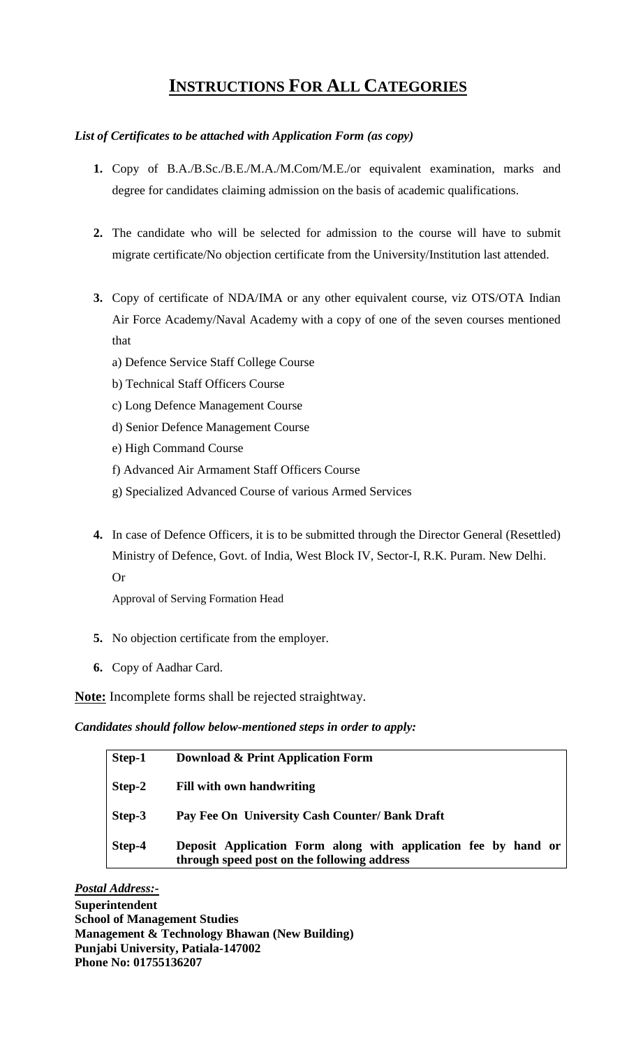# INSTRUCTIONS FOR ALL CATEGORIES

***List of Certificates to be attached with Application Form (as copy)***

1. Copy of B.A./B.Sc./B.E./M.A./M.Com/M.E./or equivalent examination, marks and degree for candidates claiming admission on the basis of academic qualifications.

2. The candidate who will be selected for admission to the course will have to submit migrate certificate/No objection certificate from the University/Institution last attended.

3. Copy of certificate of NDA/IMA or any other equivalent course, viz OTS/OTA Indian Air Force Academy/Naval Academy with a copy of one of the seven courses mentioned that
   - a) Defence Service Staff College Course
   - b) Technical Staff Officers Course
   - c) Long Defence Management Course
   - d) Senior Defence Management Course
   - e) High Command Course
   - f) Advanced Air Armament Staff Officers Course
   - g) Specialized Advanced Course of various Armed Services

4. In case of Defence Officers, it is to be submitted through the Director General (Resettled) Ministry of Defence, Govt. of India, West Block IV, Sector-I, R.K. Puram. New Delhi.
   Or
   Approval of Serving Formation Head

5. No objection certificate from the employer.

6. Copy of Aadhar Card.

**Note:** Incomplete forms shall be rejected straightway.

***Candidates should follow below-mentioned steps in order to apply:***

| Step | Action |
|---|---|
| **Step-1** | **Download & Print Application Form** |
| **Step-2** | **Fill with own handwriting** |
| **Step-3** | **Pay Fee On University Cash Counter/ Bank Draft** |
| **Step-4** | **Deposit Application Form along with application fee by hand or through speed post on the following address** |

***Postal Address:-***

**Superintendent**
**School of Management Studies**
**Management & Technology Bhawan (New Building)**
**Punjabi University, Patiala-147002**
**Phone No: 01755136207**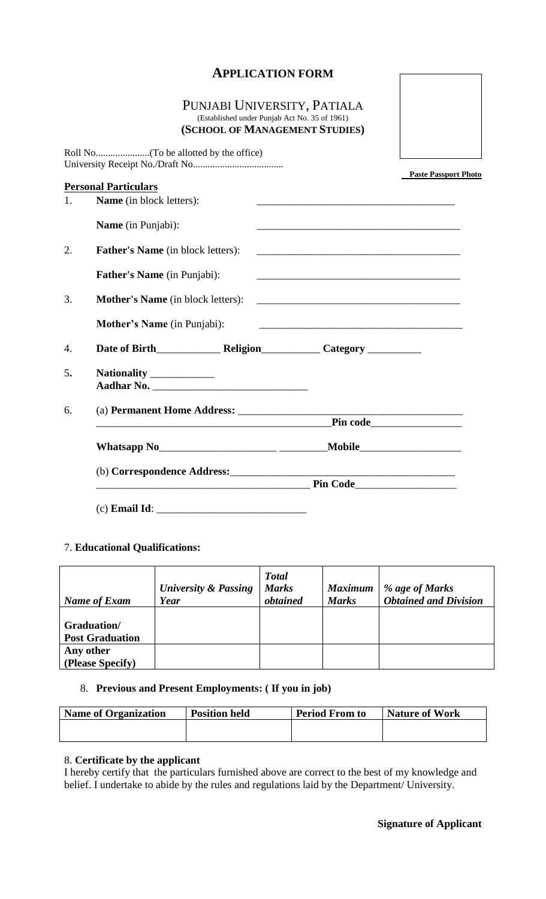# APPLICATION FORM

## PUNJABI UNIVERSITY, PATIALA

(Established under Punjab Act No. 35 of 1961)

**(SCHOOL OF MANAGEMENT STUDIES)**

**Paste Passport Photo**

Roll No......................(To be allotted by the office)

University Receipt No./Draft No....................................

**Personal Particulars**

1. **Name** (in block letters): ____________________________________

   **Name** (in Punjabi): ____________________________________

2. **Father's Name** (in block letters): ____________________________________

   **Father's Name** (in Punjabi): ____________________________________

3. **Mother's Name** (in block letters): ____________________________________

   **Mother's Name** (in Punjabi): ____________________________________

4. **Date of Birth**___________ **Religion**__________ **Category** _________

5. **Nationality** ___________
   **Aadhar No.** ____________________________

6. (a) **Permanent Home Address:** ________________________________________
   ____________________________________________**Pin code**________________

   **Whatsapp No**_____________________ ________**Mobile**__________________

   (b) **Correspondence Address:**_________________________________________
   _______________________________________ **Pin Code**__________________

   (c) **Email Id**: ___________________________

7. **Educational Qualifications:**

| *Name of Exam* | *University & Passing Year* | *Total Marks obtained* | *Maximum Marks* | *% age of Marks Obtained and Division* |
|---|---|---|---|---|
| **Graduation/ Post Graduation** | | | | |
| **Any other (Please Specify)** | | | | |

8. **Previous and Present Employments: ( If you in job)**

| **Name of Organization** | **Position held** | **Period From to** | **Nature of Work** |
|---|---|---|---|
| | | | |

8. **Certificate by the applicant**

I hereby certify that the particulars furnished above are correct to the best of my knowledge and belief. I undertake to abide by the rules and regulations laid by the Department/ University.

**Signature of Applicant**